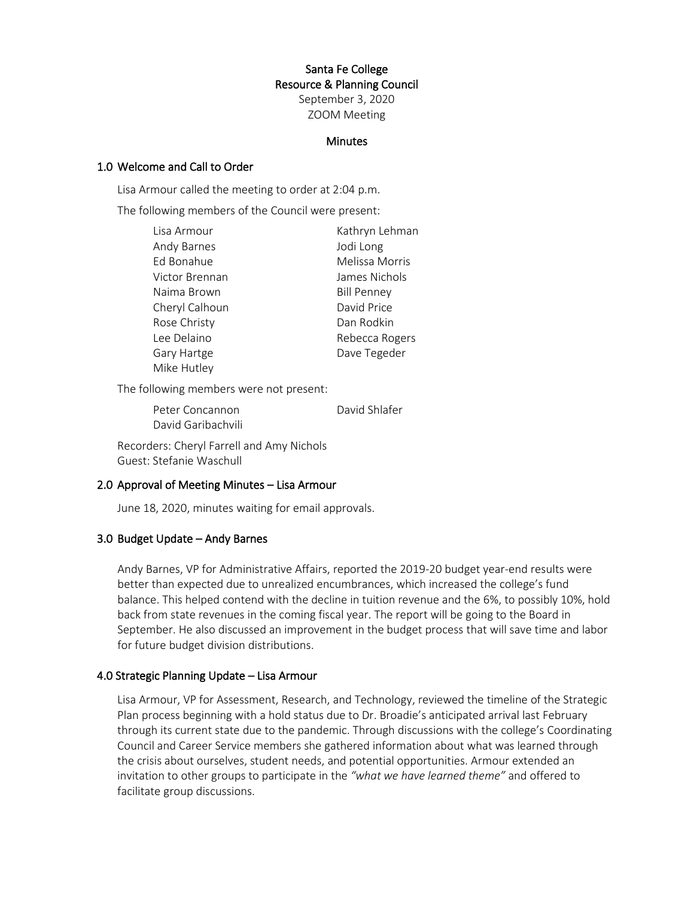# Santa Fe College
## Resource & Planning Council

September 3, 2020

ZOOM Meeting

### Minutes

## 1.0 Welcome and Call to Order

Lisa Armour called the meeting to order at 2:04 p.m.

The following members of the Council were present:

- Lisa Armour
- Andy Barnes
- Ed Bonahue
- Victor Brennan
- Naima Brown
- Cheryl Calhoun
- Rose Christy
- Lee Delaino
- Gary Hartge
- Mike Hutley
- Kathryn Lehman
- Jodi Long
- Melissa Morris
- James Nichols
- Bill Penney
- David Price
- Dan Rodkin
- Rebecca Rogers
- Dave Tegeder

The following members were not present:

- Peter Concannon
- David Garibachvili
- David Shlafer

Recorders: Cheryl Farrell and Amy Nichols

Guest: Stefanie Waschull

## 2.0 Approval of Meeting Minutes – Lisa Armour

June 18, 2020, minutes waiting for email approvals.

## 3.0 Budget Update – Andy Barnes

Andy Barnes, VP for Administrative Affairs, reported the 2019-20 budget year-end results were better than expected due to unrealized encumbrances, which increased the college's fund balance. This helped contend with the decline in tuition revenue and the 6%, to possibly 10%, hold back from state revenues in the coming fiscal year. The report will be going to the Board in September. He also discussed an improvement in the budget process that will save time and labor for future budget division distributions.

## 4.0 Strategic Planning Update – Lisa Armour

Lisa Armour, VP for Assessment, Research, and Technology, reviewed the timeline of the Strategic Plan process beginning with a hold status due to Dr. Broadie's anticipated arrival last February through its current state due to the pandemic. Through discussions with the college's Coordinating Council and Career Service members she gathered information about what was learned through the crisis about ourselves, student needs, and potential opportunities. Armour extended an invitation to other groups to participate in the *"what we have learned theme"* and offered to facilitate group discussions.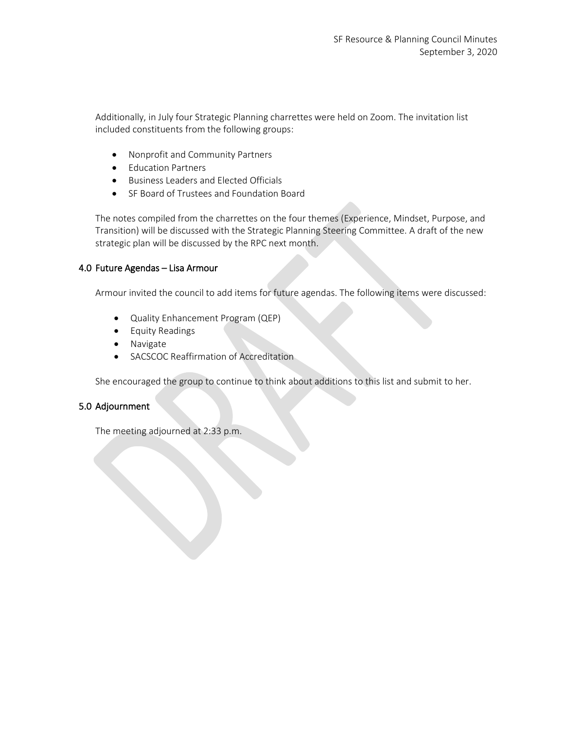Additionally, in July four Strategic Planning charrettes were held on Zoom. The invitation list included constituents from the following groups:

- Nonprofit and Community Partners
- Education Partners
- Business Leaders and Elected Officials
- SF Board of Trustees and Foundation Board

The notes compiled from the charrettes on the four themes (Experience, Mindset, Purpose, and Transition) will be discussed with the Strategic Planning Steering Committee. A draft of the new strategic plan will be discussed by the RPC next month.

## 4.0 Future Agendas – Lisa Armour

Armour invited the council to add items for future agendas. The following items were discussed:

- Quality Enhancement Program (QEP)
- Equity Readings
- Navigate
- SACSCOC Reaffirmation of Accreditation

She encouraged the group to continue to think about additions to this list and submit to her.

## 5.0 Adjournment

The meeting adjourned at 2:33 p.m.